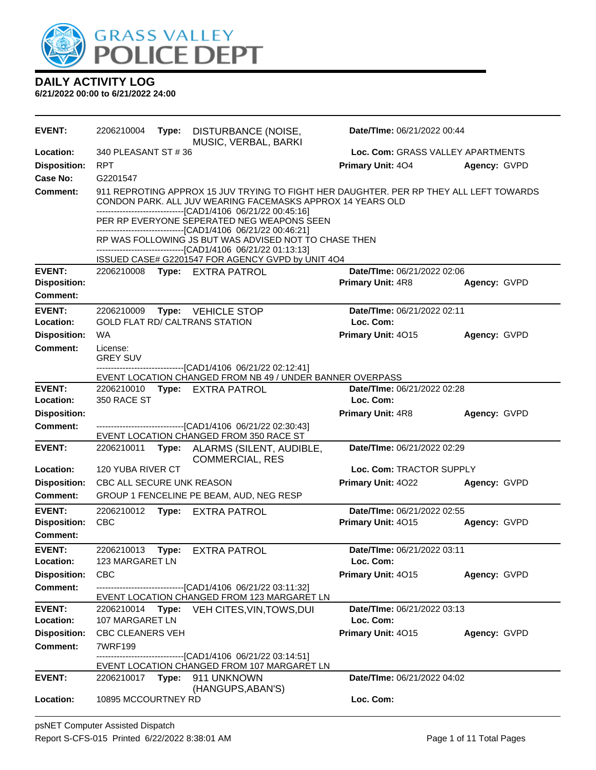# GRASS VALLEY POLICE DEPT

## DAILY ACTIVITY LOG

**6/21/2022 00:00 to 6/21/2022 24:00**

---

**EVENT:** 2206210004 **Type:** DISTURBANCE (NOISE, MUSIC, VERBAL, BARKI **Date/TIme:** 06/21/2022 00:44
**Location:** 340 PLEASANT ST # 36 **Loc. Com:** GRASS VALLEY APARTMENTS
**Disposition:** RPT **Primary Unit:** 4O4 **Agency:** GVPD
**Case No:** G2201547
**Comment:** 911 REPROTING APPROX 15 JUV TRYING TO FIGHT HER DAUGHTER. PER RP THEY ALL LEFT TOWARDS CONDON PARK. ALL JUV WEARING FACEMASKS APPROX 14 YEARS OLD
------------------------------[CAD1/4106 06/21/22 00:45:16]
PER RP EVERYONE SEPERATED NEG WEAPONS SEEN
------------------------------[CAD1/4106 06/21/22 00:46:21]
RP WAS FOLLOWING JS BUT WAS ADVISED NOT TO CHASE THEN
------------------------------[CAD1/4106 06/21/22 01:13:13]
ISSUED CASE# G2201547 FOR AGENCY GVPD by UNIT 4O4

---

**EVENT:** 2206210008 **Type:** EXTRA PATROL **Date/TIme:** 06/21/2022 02:06
**Disposition:** **Primary Unit:** 4R8 **Agency:** GVPD
**Comment:**

---

**EVENT:** 2206210009 **Type:** VEHICLE STOP **Date/TIme:** 06/21/2022 02:11
**Location:** GOLD FLAT RD/ CALTRANS STATION **Loc. Com:**
**Disposition:** WA **Primary Unit:** 4O15 **Agency:** GVPD
**Comment:** License:
GREY SUV
------------------------------[CAD1/4106 06/21/22 02:12:41]
EVENT LOCATION CHANGED FROM NB 49 / UNDER BANNER OVERPASS

---

**EVENT:** 2206210010 **Type:** EXTRA PATROL **Date/TIme:** 06/21/2022 02:28
**Location:** 350 RACE ST **Loc. Com:**
**Disposition:** **Primary Unit:** 4R8 **Agency:** GVPD
**Comment:** ------------------------------[CAD1/4106 06/21/22 02:30:43]
EVENT LOCATION CHANGED FROM 350 RACE ST

---

**EVENT:** 2206210011 **Type:** ALARMS (SILENT, AUDIBLE, COMMERCIAL, RES **Date/TIme:** 06/21/2022 02:29
**Location:** 120 YUBA RIVER CT **Loc. Com:** TRACTOR SUPPLY
**Disposition:** CBC ALL SECURE UNK REASON **Primary Unit:** 4O22 **Agency:** GVPD
**Comment:** GROUP 1 FENCELINE PE BEAM, AUD, NEG RESP

---

**EVENT:** 2206210012 **Type:** EXTRA PATROL **Date/TIme:** 06/21/2022 02:55
**Disposition:** CBC **Primary Unit:** 4O15 **Agency:** GVPD
**Comment:**

---

**EVENT:** 2206210013 **Type:** EXTRA PATROL **Date/TIme:** 06/21/2022 03:11
**Location:** 123 MARGARET LN **Loc. Com:**
**Disposition:** CBC **Primary Unit:** 4O15 **Agency:** GVPD
**Comment:** ------------------------------[CAD1/4106 06/21/22 03:11:32]
EVENT LOCATION CHANGED FROM 123 MARGARET LN

---

**EVENT:** 2206210014 **Type:** VEH CITES,VIN,TOWS,DUI **Date/TIme:** 06/21/2022 03:13
**Location:** 107 MARGARET LN **Loc. Com:**
**Disposition:** CBC CLEANERS VEH **Primary Unit:** 4O15 **Agency:** GVPD
**Comment:** 7WRF199
------------------------------[CAD1/4106 06/21/22 03:14:51]
EVENT LOCATION CHANGED FROM 107 MARGARET LN

---

**EVENT:** 2206210017 **Type:** 911 UNKNOWN (HANGUPS,ABAN'S) **Date/TIme:** 06/21/2022 04:02
**Location:** 10895 MCCOURTNEY RD **Loc. Com:**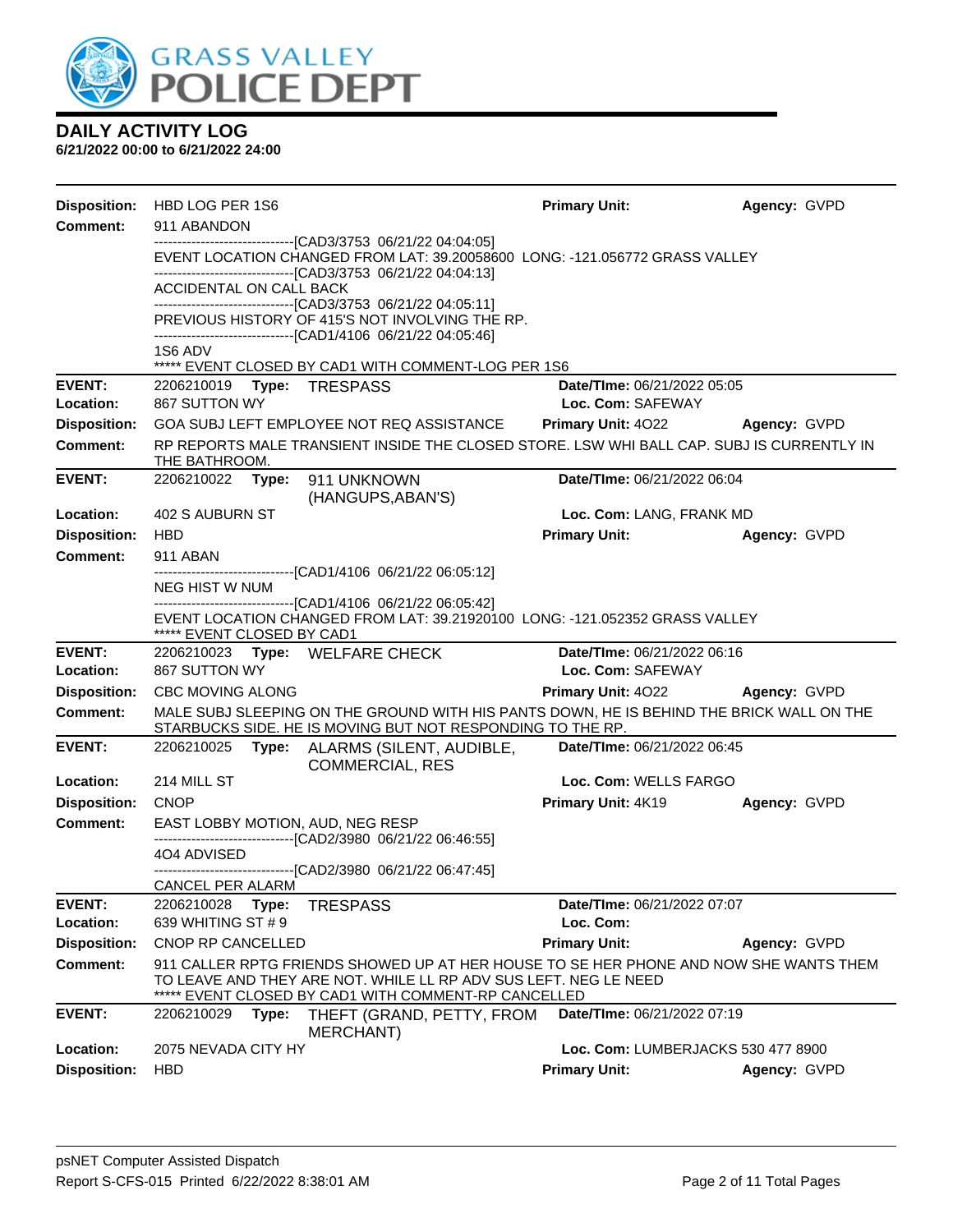# DAILY ACTIVITY LOG

**6/21/2022 00:00 to 6/21/2022 24:00**

**Disposition:** HBD LOG PER 1S6 **Primary Unit:** **Agency:** GVPD

**Comment:** 911 ABANDON

------------------------------[CAD3/3753 06/21/22 04:04:05]

EVENT LOCATION CHANGED FROM LAT: 39.20058600 LONG: -121.056772 GRASS VALLEY

------------------------------[CAD3/3753 06/21/22 04:04:13]

ACCIDENTAL ON CALL BACK

------------------------------[CAD3/3753 06/21/22 04:05:11]

PREVIOUS HISTORY OF 415'S NOT INVOLVING THE RP.

------------------------------[CAD1/4106 06/21/22 04:05:46]

1S6 ADV

***** EVENT CLOSED BY CAD1 WITH COMMENT-LOG PER 1S6

---

**EVENT:** 2206210019 **Type:** TRESPASS **Date/TIme:** 06/21/2022 05:05

**Location:** 867 SUTTON WY **Loc. Com:** SAFEWAY

**Disposition:** GOA SUBJ LEFT EMPLOYEE NOT REQ ASSISTANCE **Primary Unit:** 4O22 **Agency:** GVPD

**Comment:** RP REPORTS MALE TRANSIENT INSIDE THE CLOSED STORE. LSW WHI BALL CAP. SUBJ IS CURRENTLY IN THE BATHROOM.

---

**EVENT:** 2206210022 **Type:** 911 UNKNOWN (HANGUPS,ABAN'S) **Date/TIme:** 06/21/2022 06:04

**Location:** 402 S AUBURN ST **Loc. Com:** LANG, FRANK MD

**Disposition:** HBD **Primary Unit:** **Agency:** GVPD

**Comment:** 911 ABAN

------------------------------[CAD1/4106 06/21/22 06:05:12]

NEG HIST W NUM

------------------------------[CAD1/4106 06/21/22 06:05:42]

EVENT LOCATION CHANGED FROM LAT: 39.21920100 LONG: -121.052352 GRASS VALLEY

***** EVENT CLOSED BY CAD1

---

**EVENT:** 2206210023 **Type:** WELFARE CHECK **Date/TIme:** 06/21/2022 06:16

**Location:** 867 SUTTON WY **Loc. Com:** SAFEWAY

**Disposition:** CBC MOVING ALONG **Primary Unit:** 4O22 **Agency:** GVPD

**Comment:** MALE SUBJ SLEEPING ON THE GROUND WITH HIS PANTS DOWN, HE IS BEHIND THE BRICK WALL ON THE STARBUCKS SIDE. HE IS MOVING BUT NOT RESPONDING TO THE RP.

---

**EVENT:** 2206210025 **Type:** ALARMS (SILENT, AUDIBLE, COMMERCIAL, RES **Date/TIme:** 06/21/2022 06:45

**Location:** 214 MILL ST **Loc. Com:** WELLS FARGO

**Disposition:** CNOP **Primary Unit:** 4K19 **Agency:** GVPD

**Comment:** EAST LOBBY MOTION, AUD, NEG RESP

------------------------------[CAD2/3980 06/21/22 06:46:55]

4O4 ADVISED

------------------------------[CAD2/3980 06/21/22 06:47:45]

CANCEL PER ALARM

---

**EVENT:** 2206210028 **Type:** TRESPASS **Date/TIme:** 06/21/2022 07:07

**Location:** 639 WHITING ST # 9 **Loc. Com:**

**Disposition:** CNOP RP CANCELLED **Primary Unit:** **Agency:** GVPD

**Comment:** 911 CALLER RPTG FRIENDS SHOWED UP AT HER HOUSE TO SE HER PHONE AND NOW SHE WANTS THEM TO LEAVE AND THEY ARE NOT. WHILE LL RP ADV SUS LEFT. NEG LE NEED

***** EVENT CLOSED BY CAD1 WITH COMMENT-RP CANCELLED

---

**EVENT:** 2206210029 **Type:** THEFT (GRAND, PETTY, FROM MERCHANT) **Date/TIme:** 06/21/2022 07:19

**Location:** 2075 NEVADA CITY HY **Loc. Com:** LUMBERJACKS 530 477 8900

**Disposition:** HBD **Primary Unit:** **Agency:** GVPD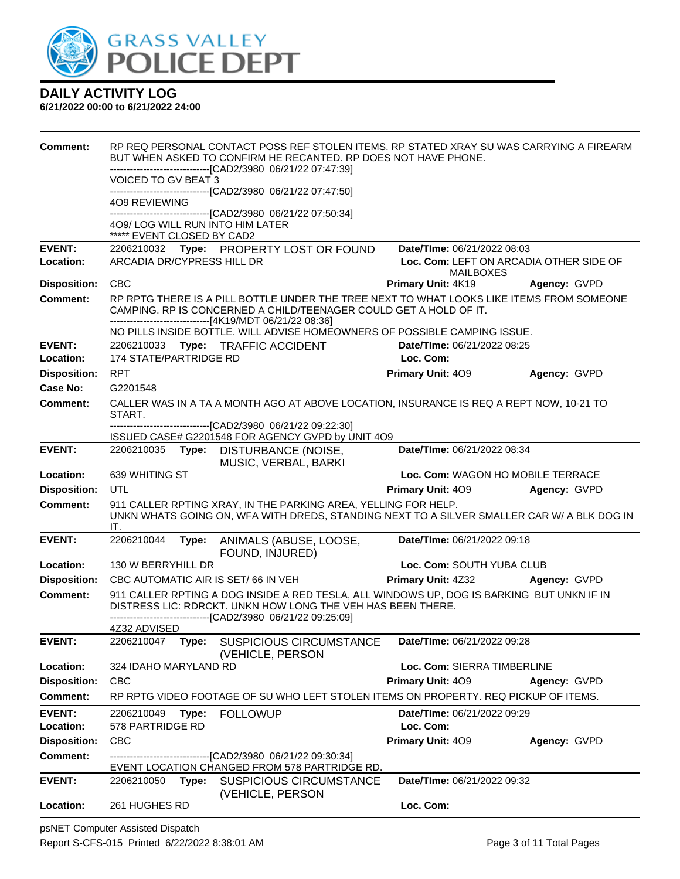# DAILY ACTIVITY LOG

**6/21/2022 00:00 to 6/21/2022 24:00**

**Comment:** RP REQ PERSONAL CONTACT POSS REF STOLEN ITEMS. RP STATED XRAY SU WAS CARRYING A FIREARM BUT WHEN ASKED TO CONFIRM HE RECANTED. RP DOES NOT HAVE PHONE.
------------------------------[CAD2/3980 06/21/22 07:47:39]
VOICED TO GV BEAT 3
------------------------------[CAD2/3980 06/21/22 07:47:50]
4O9 REVIEWING
------------------------------[CAD2/3980 06/21/22 07:50:34]
4O9/ LOG WILL RUN INTO HIM LATER
***** EVENT CLOSED BY CAD2

---

**EVENT:** 2206210032 **Type:** PROPERTY LOST OR FOUND **Date/TIme:** 06/21/2022 08:03
**Location:** ARCADIA DR/CYPRESS HILL DR **Loc. Com:** LEFT ON ARCADIA OTHER SIDE OF MAILBOXES
**Disposition:** CBC **Primary Unit:** 4K19 **Agency:** GVPD
**Comment:** RP RPTG THERE IS A PILL BOTTLE UNDER THE TREE NEXT TO WHAT LOOKS LIKE ITEMS FROM SOMEONE CAMPING. RP IS CONCERNED A CHILD/TEENAGER COULD GET A HOLD OF IT.
------------------------------[4K19/MDT 06/21/22 08:36]
NO PILLS INSIDE BOTTLE. WILL ADVISE HOMEOWNERS OF POSSIBLE CAMPING ISSUE.

---

**EVENT:** 2206210033 **Type:** TRAFFIC ACCIDENT **Date/TIme:** 06/21/2022 08:25
**Location:** 174 STATE/PARTRIDGE RD **Loc. Com:**
**Disposition:** RPT **Primary Unit:** 4O9 **Agency:** GVPD
**Case No:** G2201548
**Comment:** CALLER WAS IN A TA A MONTH AGO AT ABOVE LOCATION, INSURANCE IS REQ A REPT NOW, 10-21 TO START.
------------------------------[CAD2/3980 06/21/22 09:22:30]
ISSUED CASE# G2201548 FOR AGENCY GVPD by UNIT 4O9

---

**EVENT:** 2206210035 **Type:** DISTURBANCE (NOISE, MUSIC, VERBAL, BARKI **Date/TIme:** 06/21/2022 08:34
**Location:** 639 WHITING ST **Loc. Com:** WAGON HO MOBILE TERRACE
**Disposition:** UTL **Primary Unit:** 4O9 **Agency:** GVPD
**Comment:** 911 CALLER RPTING XRAY, IN THE PARKING AREA, YELLING FOR HELP.
UNKN WHATS GOING ON, WFA WITH DREDS, STANDING NEXT TO A SILVER SMALLER CAR W/ A BLK DOG IN IT.

---

**EVENT:** 2206210044 **Type:** ANIMALS (ABUSE, LOOSE, FOUND, INJURED) **Date/TIme:** 06/21/2022 09:18
**Location:** 130 W BERRYHILL DR **Loc. Com:** SOUTH YUBA CLUB
**Disposition:** CBC AUTOMATIC AIR IS SET/ 66 IN VEH **Primary Unit:** 4Z32 **Agency:** GVPD
**Comment:** 911 CALLER RPTING A DOG INSIDE A RED TESLA, ALL WINDOWS UP, DOG IS BARKING BUT UNKN IF IN DISTRESS LIC: RDRCKT. UNKN HOW LONG THE VEH HAS BEEN THERE.
------------------------------[CAD2/3980 06/21/22 09:25:09]
4Z32 ADVISED

---

**EVENT:** 2206210047 **Type:** SUSPICIOUS CIRCUMSTANCE (VEHICLE, PERSON **Date/TIme:** 06/21/2022 09:28
**Location:** 324 IDAHO MARYLAND RD **Loc. Com:** SIERRA TIMBERLINE
**Disposition:** CBC **Primary Unit:** 4O9 **Agency:** GVPD
**Comment:** RP RPTG VIDEO FOOTAGE OF SU WHO LEFT STOLEN ITEMS ON PROPERTY. REQ PICKUP OF ITEMS.

---

**EVENT:** 2206210049 **Type:** FOLLOWUP **Date/TIme:** 06/21/2022 09:29
**Location:** 578 PARTRIDGE RD **Loc. Com:**
**Disposition:** CBC **Primary Unit:** 4O9 **Agency:** GVPD
**Comment:** ------------------------------[CAD2/3980 06/21/22 09:30:34]
EVENT LOCATION CHANGED FROM 578 PARTRIDGE RD.

---

**EVENT:** 2206210050 **Type:** SUSPICIOUS CIRCUMSTANCE (VEHICLE, PERSON **Date/TIme:** 06/21/2022 09:32
**Location:** 261 HUGHES RD **Loc. Com:**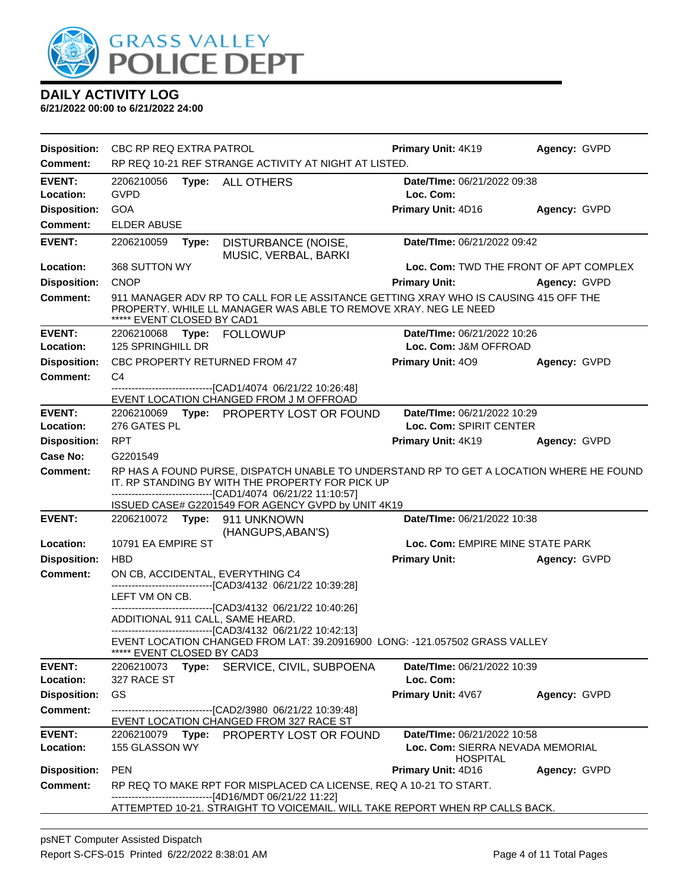# DAILY ACTIVITY LOG

**6/21/2022 00:00 to 6/21/2022 24:00**

**Disposition:** CBC RP REQ EXTRA PATROL | **Primary Unit:** 4K19 | **Agency:** GVPD
**Comment:** RP REQ 10-21 REF STRANGE ACTIVITY AT NIGHT AT LISTED.

---

**EVENT:** 2206210056 **Type:** ALL OTHERS | **Date/TIme:** 06/21/2022 09:38
**Location:** GVPD | **Loc. Com:**
**Disposition:** GOA | **Primary Unit:** 4D16 | **Agency:** GVPD
**Comment:** ELDER ABUSE

---

**EVENT:** 2206210059 **Type:** DISTURBANCE (NOISE, MUSIC, VERBAL, BARKI | **Date/TIme:** 06/21/2022 09:42
**Location:** 368 SUTTON WY | **Loc. Com:** TWD THE FRONT OF APT COMPLEX
**Disposition:** CNOP | **Primary Unit:** | **Agency:** GVPD
**Comment:** 911 MANAGER ADV RP TO CALL FOR LE ASSITANCE GETTING XRAY WHO IS CAUSING 415 OFF THE PROPERTY. WHILE LL MANAGER WAS ABLE TO REMOVE XRAY. NEG LE NEED
***** EVENT CLOSED BY CAD1

---

**EVENT:** 2206210068 **Type:** FOLLOWUP | **Date/TIme:** 06/21/2022 10:26
**Location:** 125 SPRINGHILL DR | **Loc. Com:** J&M OFFROAD
**Disposition:** CBC PROPERTY RETURNED FROM 47 | **Primary Unit:** 4O9 | **Agency:** GVPD
**Comment:** C4
------------------------------[CAD1/4074 06/21/22 10:26:48]
EVENT LOCATION CHANGED FROM J M OFFROAD

---

**EVENT:** 2206210069 **Type:** PROPERTY LOST OR FOUND | **Date/TIme:** 06/21/2022 10:29
**Location:** 276 GATES PL | **Loc. Com:** SPIRIT CENTER
**Disposition:** RPT | **Primary Unit:** 4K19 | **Agency:** GVPD
**Case No:** G2201549
**Comment:** RP HAS A FOUND PURSE, DISPATCH UNABLE TO UNDERSTAND RP TO GET A LOCATION WHERE HE FOUND IT. RP STANDING BY WITH THE PROPERTY FOR PICK UP
------------------------------[CAD1/4074 06/21/22 11:10:57]
ISSUED CASE# G2201549 FOR AGENCY GVPD by UNIT 4K19

---

**EVENT:** 2206210072 **Type:** 911 UNKNOWN (HANGUPS,ABAN'S) | **Date/TIme:** 06/21/2022 10:38
**Location:** 10791 EA EMPIRE ST | **Loc. Com:** EMPIRE MINE STATE PARK
**Disposition:** HBD | **Primary Unit:** | **Agency:** GVPD
**Comment:** ON CB, ACCIDENTAL, EVERYTHING C4
------------------------------[CAD3/4132 06/21/22 10:39:28]
LEFT VM ON CB.
------------------------------[CAD3/4132 06/21/22 10:40:26]
ADDITIONAL 911 CALL, SAME HEARD.
------------------------------[CAD3/4132 06/21/22 10:42:13]
EVENT LOCATION CHANGED FROM LAT: 39.20916900 LONG: -121.057502 GRASS VALLEY
***** EVENT CLOSED BY CAD3

---

**EVENT:** 2206210073 **Type:** SERVICE, CIVIL, SUBPOENA | **Date/TIme:** 06/21/2022 10:39
**Location:** 327 RACE ST | **Loc. Com:**
**Disposition:** GS | **Primary Unit:** 4V67 | **Agency:** GVPD
**Comment:** ------------------------------[CAD2/3980 06/21/22 10:39:48]
EVENT LOCATION CHANGED FROM 327 RACE ST

---

**EVENT:** 2206210079 **Type:** PROPERTY LOST OR FOUND | **Date/TIme:** 06/21/2022 10:58
**Location:** 155 GLASSON WY | **Loc. Com:** SIERRA NEVADA MEMORIAL HOSPITAL
**Disposition:** PEN | **Primary Unit:** 4D16 | **Agency:** GVPD
**Comment:** RP REQ TO MAKE RPT FOR MISPLACED CA LICENSE, REQ A 10-21 TO START.
------------------------------[4D16/MDT 06/21/22 11:22]
ATTEMPTED 10-21. STRAIGHT TO VOICEMAIL. WILL TAKE REPORT WHEN RP CALLS BACK.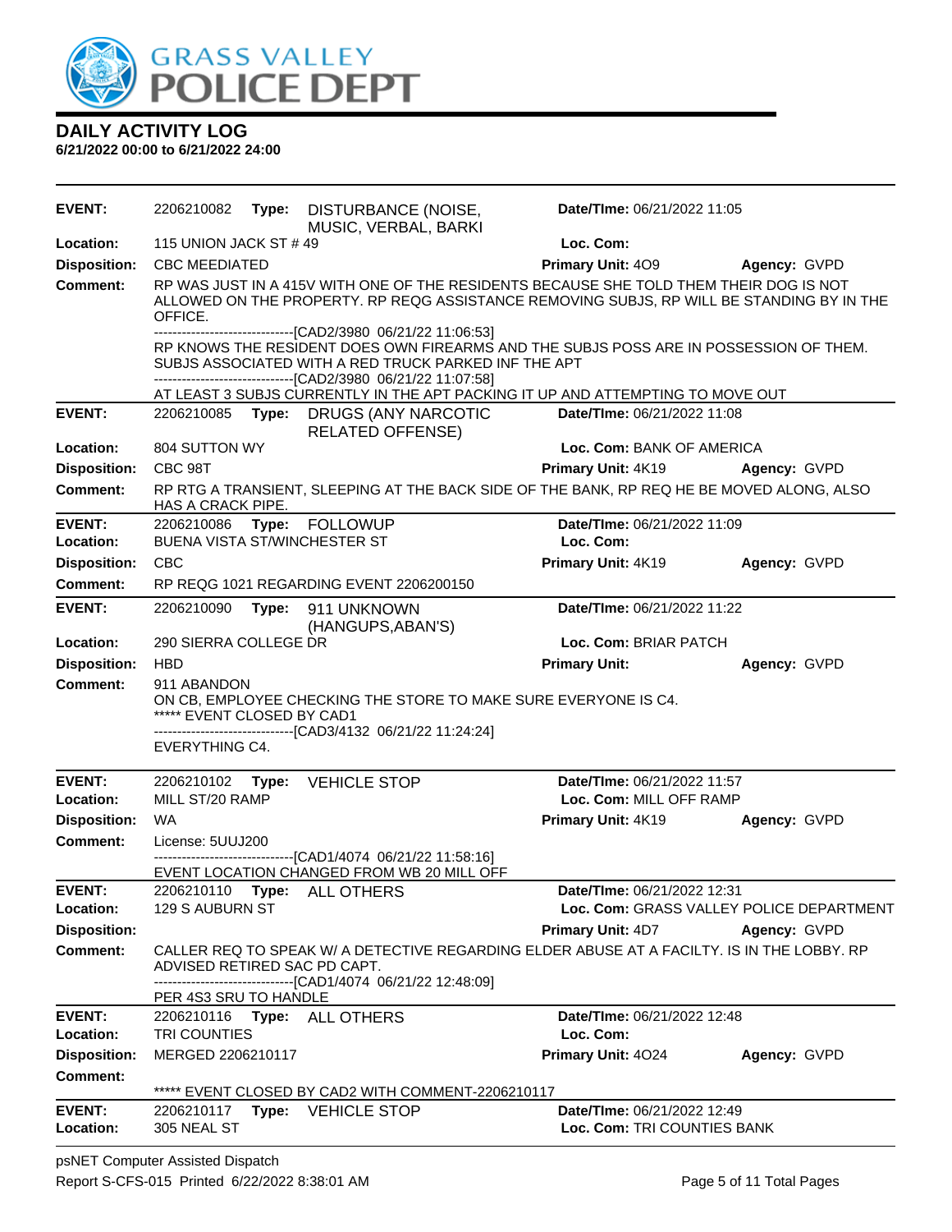# DAILY ACTIVITY LOG

**6/21/2022 00:00 to 6/21/2022 24:00**

---

**EVENT:** 2206210082 **Type:** DISTURBANCE (NOISE, MUSIC, VERBAL, BARKI **Date/TIme:** 06/21/2022 11:05
**Location:** 115 UNION JACK ST # 49 **Loc. Com:**
**Disposition:** CBC MEEDIATED **Primary Unit:** 4O9 **Agency:** GVPD
**Comment:** RP WAS JUST IN A 415V WITH ONE OF THE RESIDENTS BECAUSE SHE TOLD THEM THEIR DOG IS NOT ALLOWED ON THE PROPERTY. RP REQG ASSISTANCE REMOVING SUBJS, RP WILL BE STANDING BY IN THE OFFICE.
------------------------------[CAD2/3980 06/21/22 11:06:53]
RP KNOWS THE RESIDENT DOES OWN FIREARMS AND THE SUBJS POSS ARE IN POSSESSION OF THEM. SUBJS ASSOCIATED WITH A RED TRUCK PARKED INF THE APT
------------------------------[CAD2/3980 06/21/22 11:07:58]
AT LEAST 3 SUBJS CURRENTLY IN THE APT PACKING IT UP AND ATTEMPTING TO MOVE OUT

---

**EVENT:** 2206210085 **Type:** DRUGS (ANY NARCOTIC RELATED OFFENSE) **Date/TIme:** 06/21/2022 11:08
**Location:** 804 SUTTON WY **Loc. Com:** BANK OF AMERICA
**Disposition:** CBC 98T **Primary Unit:** 4K19 **Agency:** GVPD
**Comment:** RP RTG A TRANSIENT, SLEEPING AT THE BACK SIDE OF THE BANK, RP REQ HE BE MOVED ALONG, ALSO HAS A CRACK PIPE.

---

**EVENT:** 2206210086 **Type:** FOLLOWUP **Date/TIme:** 06/21/2022 11:09
**Location:** BUENA VISTA ST/WINCHESTER ST **Loc. Com:**
**Disposition:** CBC **Primary Unit:** 4K19 **Agency:** GVPD
**Comment:** RP REQG 1021 REGARDING EVENT 2206200150

---

**EVENT:** 2206210090 **Type:** 911 UNKNOWN (HANGUPS,ABAN'S) **Date/TIme:** 06/21/2022 11:22
**Location:** 290 SIERRA COLLEGE DR **Loc. Com:** BRIAR PATCH
**Disposition:** HBD **Primary Unit:** **Agency:** GVPD
**Comment:** 911 ABANDON
ON CB, EMPLOYEE CHECKING THE STORE TO MAKE SURE EVERYONE IS C4.
***** EVENT CLOSED BY CAD1
------------------------------[CAD3/4132 06/21/22 11:24:24]
EVERYTHING C4.

---

**EVENT:** 2206210102 **Type:** VEHICLE STOP **Date/TIme:** 06/21/2022 11:57
**Location:** MILL ST/20 RAMP **Loc. Com:** MILL OFF RAMP
**Disposition:** WA **Primary Unit:** 4K19 **Agency:** GVPD
**Comment:** License: 5UUJ200
------------------------------[CAD1/4074 06/21/22 11:58:16]
EVENT LOCATION CHANGED FROM WB 20 MILL OFF

---

**EVENT:** 2206210110 **Type:** ALL OTHERS **Date/TIme:** 06/21/2022 12:31
**Location:** 129 S AUBURN ST **Loc. Com:** GRASS VALLEY POLICE DEPARTMENT
**Disposition:** **Primary Unit:** 4D7 **Agency:** GVPD
**Comment:** CALLER REQ TO SPEAK W/ A DETECTIVE REGARDING ELDER ABUSE AT A FACILTY. IS IN THE LOBBY. RP ADVISED RETIRED SAC PD CAPT.
------------------------------[CAD1/4074 06/21/22 12:48:09]
PER 4S3 SRU TO HANDLE

---

**EVENT:** 2206210116 **Type:** ALL OTHERS **Date/TIme:** 06/21/2022 12:48
**Location:** TRI COUNTIES **Loc. Com:**
**Disposition:** MERGED 2206210117 **Primary Unit:** 4O24 **Agency:** GVPD
**Comment:**
***** EVENT CLOSED BY CAD2 WITH COMMENT-2206210117

---

**EVENT:** 2206210117 **Type:** VEHICLE STOP **Date/TIme:** 06/21/2022 12:49
**Location:** 305 NEAL ST **Loc. Com:** TRI COUNTIES BANK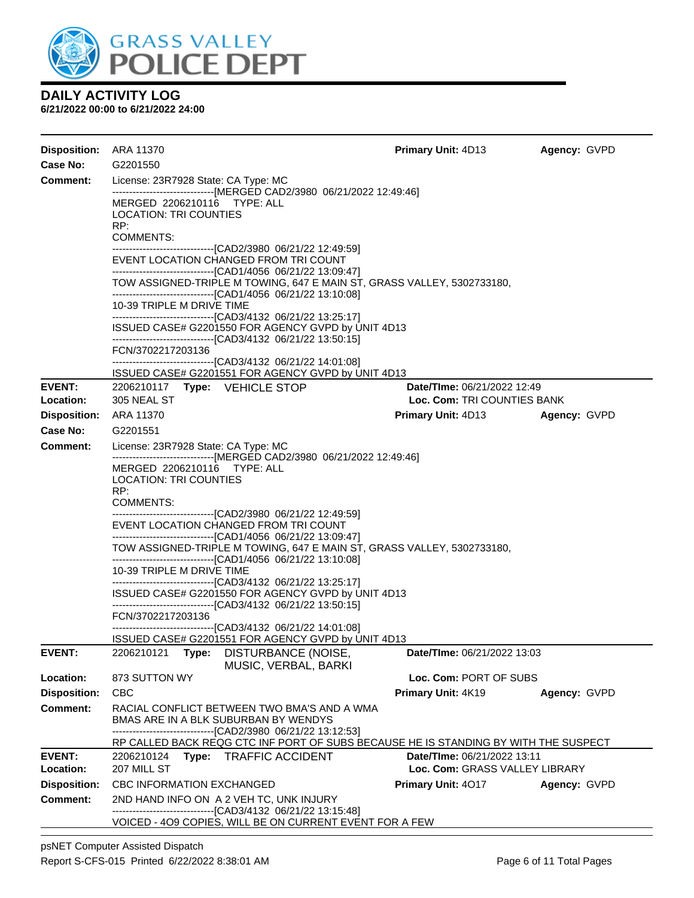# GRASS VALLEY POLICE DEPT

## DAILY ACTIVITY LOG
**6/21/2022 00:00 to 6/21/2022 24:00**

**Disposition:** ARA 11370 **Primary Unit:** 4D13 **Agency:** GVPD
**Case No:** G2201550
**Comment:** License: 23R7928 State: CA Type: MC

```
------------------------------[MERGED CAD2/3980 06/21/2022 12:49:46]
MERGED 2206210116 TYPE: ALL
LOCATION: TRI COUNTIES
RP:
COMMENTS:
------------------------------[CAD2/3980 06/21/22 12:49:59]
EVENT LOCATION CHANGED FROM TRI COUNT
------------------------------[CAD1/4056 06/21/22 13:09:47]
TOW ASSIGNED-TRIPLE M TOWING, 647 E MAIN ST, GRASS VALLEY, 5302733180,
------------------------------[CAD1/4056 06/21/22 13:10:08]
10-39 TRIPLE M DRIVE TIME
------------------------------[CAD3/4132 06/21/22 13:25:17]
ISSUED CASE# G2201550 FOR AGENCY GVPD by UNIT 4D13
------------------------------[CAD3/4132 06/21/22 13:50:15]
FCN/3702217203136
------------------------------[CAD3/4132 06/21/22 14:01:08]
ISSUED CASE# G2201551 FOR AGENCY GVPD by UNIT 4D13
```

---

**EVENT:** 2206210117 **Type:** VEHICLE STOP **Date/TIme:** 06/21/2022 12:49
**Location:** 305 NEAL ST **Loc. Com:** TRI COUNTIES BANK
**Disposition:** ARA 11370 **Primary Unit:** 4D13 **Agency:** GVPD
**Case No:** G2201551
**Comment:** License: 23R7928 State: CA Type: MC

```
------------------------------[MERGED CAD2/3980 06/21/2022 12:49:46]
MERGED 2206210116 TYPE: ALL
LOCATION: TRI COUNTIES
RP:
COMMENTS:
------------------------------[CAD2/3980 06/21/22 12:49:59]
EVENT LOCATION CHANGED FROM TRI COUNT
------------------------------[CAD1/4056 06/21/22 13:09:47]
TOW ASSIGNED-TRIPLE M TOWING, 647 E MAIN ST, GRASS VALLEY, 5302733180,
------------------------------[CAD1/4056 06/21/22 13:10:08]
10-39 TRIPLE M DRIVE TIME
------------------------------[CAD3/4132 06/21/22 13:25:17]
ISSUED CASE# G2201550 FOR AGENCY GVPD by UNIT 4D13
------------------------------[CAD3/4132 06/21/22 13:50:15]
FCN/3702217203136
------------------------------[CAD3/4132 06/21/22 14:01:08]
ISSUED CASE# G2201551 FOR AGENCY GVPD by UNIT 4D13
```

---

**EVENT:** 2206210121 **Type:** DISTURBANCE (NOISE, MUSIC, VERBAL, BARKI **Date/TIme:** 06/21/2022 13:03
**Location:** 873 SUTTON WY **Loc. Com:** PORT OF SUBS
**Disposition:** CBC **Primary Unit:** 4K19 **Agency:** GVPD
**Comment:** RACIAL CONFLICT BETWEEN TWO BMA'S AND A WMA
BMAS ARE IN A BLK SUBURBAN BY WENDYS

```
------------------------------[CAD2/3980 06/21/22 13:12:53]
RP CALLED BACK REQG CTC INF PORT OF SUBS BECAUSE HE IS STANDING BY WITH THE SUSPECT
```

---

**EVENT:** 2206210124 **Type:** TRAFFIC ACCIDENT **Date/TIme:** 06/21/2022 13:11
**Location:** 207 MILL ST **Loc. Com:** GRASS VALLEY LIBRARY
**Disposition:** CBC INFORMATION EXCHANGED **Primary Unit:** 4O17 **Agency:** GVPD
**Comment:** 2ND HAND INFO ON A 2 VEH TC, UNK INJURY

```
------------------------------[CAD3/4132 06/21/22 13:15:48]
VOICED - 4O9 COPIES, WILL BE ON CURRENT EVENT FOR A FEW
```

psNET Computer Assisted Dispatch
Report S-CFS-015 Printed 6/22/2022 8:38:01 AM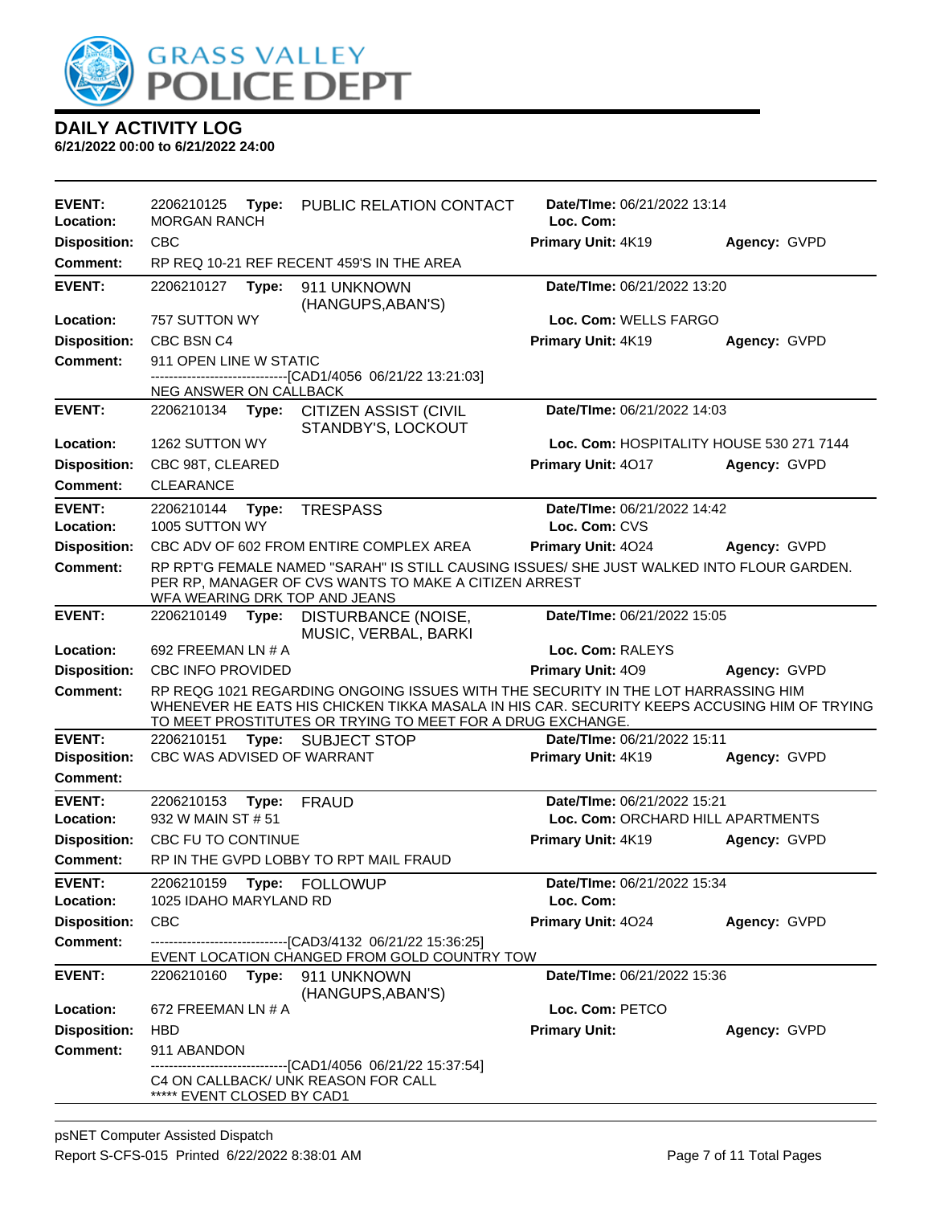# DAILY ACTIVITY LOG

**6/21/2022 00:00 to 6/21/2022 24:00**

---

**EVENT:** 2206210125 **Type:** PUBLIC RELATION CONTACT **Date/TIme:** 06/21/2022 13:14
**Location:** MORGAN RANCH **Loc. Com:**
**Disposition:** CBC **Primary Unit:** 4K19 **Agency:** GVPD
**Comment:** RP REQ 10-21 REF RECENT 459'S IN THE AREA

---

**EVENT:** 2206210127 **Type:** 911 UNKNOWN (HANGUPS,ABAN'S) **Date/TIme:** 06/21/2022 13:20
**Location:** 757 SUTTON WY **Loc. Com:** WELLS FARGO
**Disposition:** CBC BSN C4 **Primary Unit:** 4K19 **Agency:** GVPD
**Comment:** 911 OPEN LINE W STATIC
------------------------------[CAD1/4056 06/21/22 13:21:03]
NEG ANSWER ON CALLBACK

---

**EVENT:** 2206210134 **Type:** CITIZEN ASSIST (CIVIL STANDBY'S, LOCKOUT **Date/TIme:** 06/21/2022 14:03
**Location:** 1262 SUTTON WY **Loc. Com:** HOSPITALITY HOUSE 530 271 7144
**Disposition:** CBC 98T, CLEARED **Primary Unit:** 4O17 **Agency:** GVPD
**Comment:** CLEARANCE

---

**EVENT:** 2206210144 **Type:** TRESPASS **Date/TIme:** 06/21/2022 14:42
**Location:** 1005 SUTTON WY **Loc. Com:** CVS
**Disposition:** CBC ADV OF 602 FROM ENTIRE COMPLEX AREA **Primary Unit:** 4O24 **Agency:** GVPD
**Comment:** RP RPT'G FEMALE NAMED "SARAH" IS STILL CAUSING ISSUES/ SHE JUST WALKED INTO FLOUR GARDEN. PER RP, MANAGER OF CVS WANTS TO MAKE A CITIZEN ARREST
WFA WEARING DRK TOP AND JEANS

---

**EVENT:** 2206210149 **Type:** DISTURBANCE (NOISE, MUSIC, VERBAL, BARKI **Date/TIme:** 06/21/2022 15:05
**Location:** 692 FREEMAN LN # A **Loc. Com:** RALEYS
**Disposition:** CBC INFO PROVIDED **Primary Unit:** 4O9 **Agency:** GVPD
**Comment:** RP REQG 1021 REGARDING ONGOING ISSUES WITH THE SECURITY IN THE LOT HARRASSING HIM WHENEVER HE EATS HIS CHICKEN TIKKA MASALA IN HIS CAR. SECURITY KEEPS ACCUSING HIM OF TRYING TO MEET PROSTITUTES OR TRYING TO MEET FOR A DRUG EXCHANGE.

---

**EVENT:** 2206210151 **Type:** SUBJECT STOP **Date/TIme:** 06/21/2022 15:11
**Disposition:** CBC WAS ADVISED OF WARRANT **Primary Unit:** 4K19 **Agency:** GVPD
**Comment:**

---

**EVENT:** 2206210153 **Type:** FRAUD **Date/TIme:** 06/21/2022 15:21
**Location:** 932 W MAIN ST # 51 **Loc. Com:** ORCHARD HILL APARTMENTS
**Disposition:** CBC FU TO CONTINUE **Primary Unit:** 4K19 **Agency:** GVPD
**Comment:** RP IN THE GVPD LOBBY TO RPT MAIL FRAUD

---

**EVENT:** 2206210159 **Type:** FOLLOWUP **Date/TIme:** 06/21/2022 15:34
**Location:** 1025 IDAHO MARYLAND RD **Loc. Com:**
**Disposition:** CBC **Primary Unit:** 4O24 **Agency:** GVPD
**Comment:** ------------------------------[CAD3/4132 06/21/22 15:36:25]
EVENT LOCATION CHANGED FROM GOLD COUNTRY TOW

---

**EVENT:** 2206210160 **Type:** 911 UNKNOWN (HANGUPS,ABAN'S) **Date/TIme:** 06/21/2022 15:36
**Location:** 672 FREEMAN LN # A **Loc. Com:** PETCO
**Disposition:** HBD **Primary Unit:** **Agency:** GVPD
**Comment:** 911 ABANDON
------------------------------[CAD1/4056 06/21/22 15:37:54]
C4 ON CALLBACK/ UNK REASON FOR CALL
***** EVENT CLOSED BY CAD1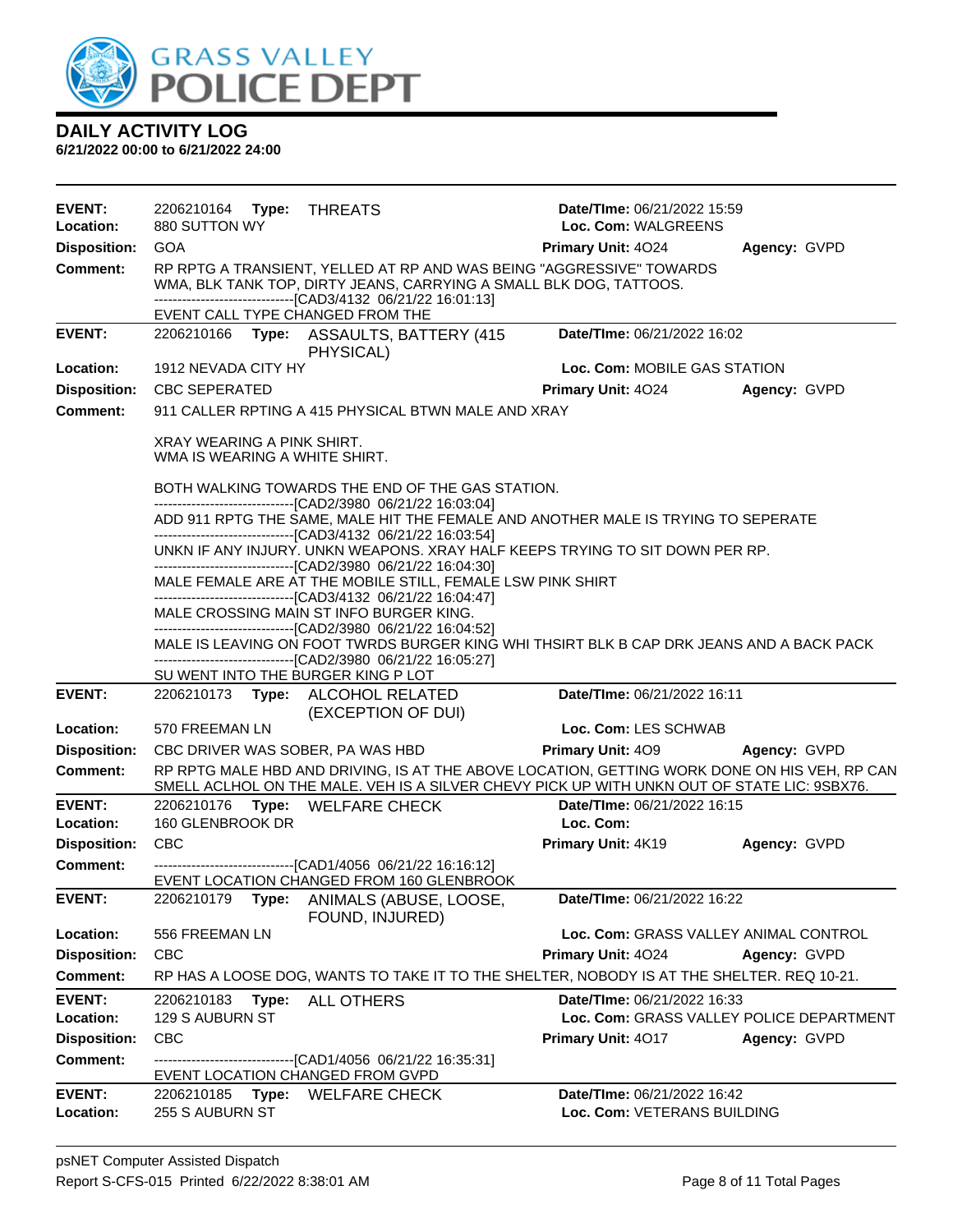# GRASS VALLEY POLICE DEPT

## DAILY ACTIVITY LOG

**6/21/2022 00:00 to 6/21/2022 24:00**

---

**EVENT:** 2206210164 **Type:** THREATS
**Date/TIme:** 06/21/2022 15:59
**Location:** 880 SUTTON WY
**Loc. Com:** WALGREENS
**Disposition:** GOA
**Primary Unit:** 4O24
**Agency:** GVPD
**Comment:** RP RPTG A TRANSIENT, YELLED AT RP AND WAS BEING "AGGRESSIVE" TOWARDS WMA, BLK TANK TOP, DIRTY JEANS, CARRYING A SMALL BLK DOG, TATTOOS.
------------------------------[CAD3/4132 06/21/22 16:01:13]
EVENT CALL TYPE CHANGED FROM THE

---

**EVENT:** 2206210166 **Type:** ASSAULTS, BATTERY (415 PHYSICAL)
**Date/TIme:** 06/21/2022 16:02
**Location:** 1912 NEVADA CITY HY
**Loc. Com:** MOBILE GAS STATION
**Disposition:** CBC SEPERATED
**Primary Unit:** 4O24
**Agency:** GVPD
**Comment:** 911 CALLER RPTING A 415 PHYSICAL BTWN MALE AND XRAY

XRAY WEARING A PINK SHIRT.
WMA IS WEARING A WHITE SHIRT.

BOTH WALKING TOWARDS THE END OF THE GAS STATION.
------------------------------[CAD2/3980 06/21/22 16:03:04]
ADD 911 RPTG THE SAME, MALE HIT THE FEMALE AND ANOTHER MALE IS TRYING TO SEPERATE
------------------------------[CAD3/4132 06/21/22 16:03:54]
UNKN IF ANY INJURY. UNKN WEAPONS. XRAY HALF KEEPS TRYING TO SIT DOWN PER RP.
------------------------------[CAD2/3980 06/21/22 16:04:30]
MALE FEMALE ARE AT THE MOBILE STILL, FEMALE LSW PINK SHIRT
------------------------------[CAD3/4132 06/21/22 16:04:47]
MALE CROSSING MAIN ST INFO BURGER KING.
------------------------------[CAD2/3980 06/21/22 16:04:52]
MALE IS LEAVING ON FOOT TWRDS BURGER KING WHI THSIRT BLK B CAP DRK JEANS AND A BACK PACK
------------------------------[CAD2/3980 06/21/22 16:05:27]
SU WENT INTO THE BURGER KING P LOT

---

**EVENT:** 2206210173 **Type:** ALCOHOL RELATED (EXCEPTION OF DUI)
**Date/TIme:** 06/21/2022 16:11
**Location:** 570 FREEMAN LN
**Loc. Com:** LES SCHWAB
**Disposition:** CBC DRIVER WAS SOBER, PA WAS HBD
**Primary Unit:** 4O9
**Agency:** GVPD
**Comment:** RP RPTG MALE HBD AND DRIVING, IS AT THE ABOVE LOCATION, GETTING WORK DONE ON HIS VEH, RP CAN SMELL ACLHOL ON THE MALE. VEH IS A SILVER CHEVY PICK UP WITH UNKN OUT OF STATE LIC: 9SBX76.

---

**EVENT:** 2206210176 **Type:** WELFARE CHECK
**Date/TIme:** 06/21/2022 16:15
**Location:** 160 GLENBROOK DR
**Loc. Com:**
**Disposition:** CBC
**Primary Unit:** 4K19
**Agency:** GVPD
**Comment:** ------------------------------[CAD1/4056 06/21/22 16:16:12]
EVENT LOCATION CHANGED FROM 160 GLENBROOK

---

**EVENT:** 2206210179 **Type:** ANIMALS (ABUSE, LOOSE, FOUND, INJURED)
**Date/TIme:** 06/21/2022 16:22
**Location:** 556 FREEMAN LN
**Loc. Com:** GRASS VALLEY ANIMAL CONTROL
**Disposition:** CBC
**Primary Unit:** 4O24
**Agency:** GVPD
**Comment:** RP HAS A LOOSE DOG, WANTS TO TAKE IT TO THE SHELTER, NOBODY IS AT THE SHELTER. REQ 10-21.

---

**EVENT:** 2206210183 **Type:** ALL OTHERS
**Date/TIme:** 06/21/2022 16:33
**Location:** 129 S AUBURN ST
**Loc. Com:** GRASS VALLEY POLICE DEPARTMENT
**Disposition:** CBC
**Primary Unit:** 4O17
**Agency:** GVPD
**Comment:** ------------------------------[CAD1/4056 06/21/22 16:35:31]
EVENT LOCATION CHANGED FROM GVPD

---

**EVENT:** 2206210185 **Type:** WELFARE CHECK
**Date/TIme:** 06/21/2022 16:42
**Location:** 255 S AUBURN ST
**Loc. Com:** VETERANS BUILDING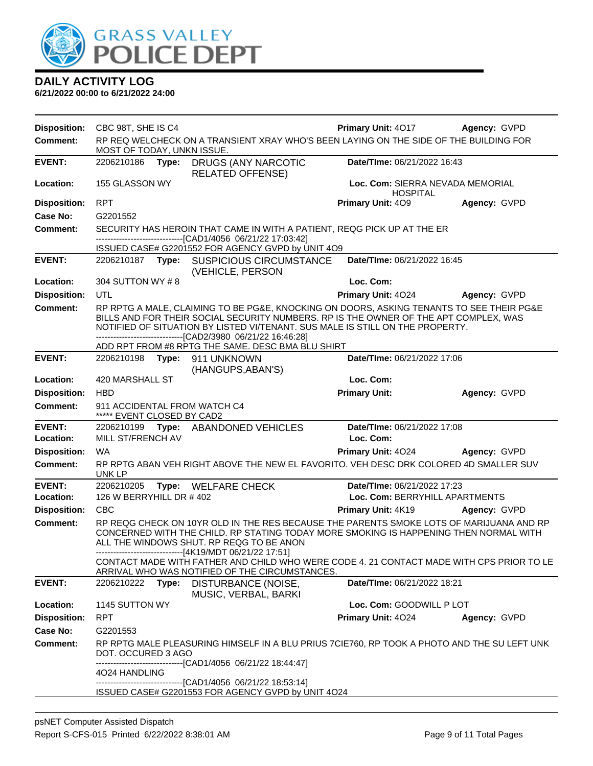# DAILY ACTIVITY LOG

**6/21/2022 00:00 to 6/21/2022 24:00**

**Disposition:** CBC 98T, SHE IS C4 **Primary Unit:** 4O17 **Agency:** GVPD
**Comment:** RP REQ WELCHECK ON A TRANSIENT XRAY WHO'S BEEN LAYING ON THE SIDE OF THE BUILDING FOR MOST OF TODAY, UNKN ISSUE.

---

**EVENT:** 2206210186 **Type:** DRUGS (ANY NARCOTIC RELATED OFFENSE) **Date/TIme:** 06/21/2022 16:43
**Location:** 155 GLASSON WY **Loc. Com:** SIERRA NEVADA MEMORIAL HOSPITAL
**Disposition:** RPT **Primary Unit:** 4O9 **Agency:** GVPD
**Case No:** G2201552
**Comment:** SECURITY HAS HEROIN THAT CAME IN WITH A PATIENT, REQG PICK UP AT THE ER
------------------------------[CAD1/4056 06/21/22 17:03:42]
ISSUED CASE# G2201552 FOR AGENCY GVPD by UNIT 4O9

---

**EVENT:** 2206210187 **Type:** SUSPICIOUS CIRCUMSTANCE (VEHICLE, PERSON **Date/TIme:** 06/21/2022 16:45
**Location:** 304 SUTTON WY # 8 **Loc. Com:**
**Disposition:** UTL **Primary Unit:** 4O24 **Agency:** GVPD
**Comment:** RP RPTG A MALE, CLAIMING TO BE PG&E, KNOCKING ON DOORS, ASKING TENANTS TO SEE THEIR PG&E BILLS AND FOR THEIR SOCIAL SECURITY NUMBERS. RP IS THE OWNER OF THE APT COMPLEX, WAS NOTIFIED OF SITUATION BY LISTED VI/TENANT. SUS MALE IS STILL ON THE PROPERTY.
------------------------------[CAD2/3980 06/21/22 16:46:28]
ADD RPT FROM #8 RPTG THE SAME. DESC BMA BLU SHIRT

---

**EVENT:** 2206210198 **Type:** 911 UNKNOWN (HANGUPS,ABAN'S) **Date/TIme:** 06/21/2022 17:06
**Location:** 420 MARSHALL ST **Loc. Com:**
**Disposition:** HBD **Primary Unit:** **Agency:** GVPD
**Comment:** 911 ACCIDENTAL FROM WATCH C4
***** EVENT CLOSED BY CAD2

---

**EVENT:** 2206210199 **Type:** ABANDONED VEHICLES **Date/TIme:** 06/21/2022 17:08
**Location:** MILL ST/FRENCH AV **Loc. Com:**
**Disposition:** WA **Primary Unit:** 4O24 **Agency:** GVPD
**Comment:** RP RPTG ABAN VEH RIGHT ABOVE THE NEW EL FAVORITO. VEH DESC DRK COLORED 4D SMALLER SUV UNK LP

---

**EVENT:** 2206210205 **Type:** WELFARE CHECK **Date/TIme:** 06/21/2022 17:23
**Location:** 126 W BERRYHILL DR # 402 **Loc. Com:** BERRYHILL APARTMENTS
**Disposition:** CBC **Primary Unit:** 4K19 **Agency:** GVPD
**Comment:** RP REQG CHECK ON 10YR OLD IN THE RES BECAUSE THE PARENTS SMOKE LOTS OF MARIJUANA AND RP CONCERNED WITH THE CHILD. RP STATING TODAY MORE SMOKING IS HAPPENING THEN NORMAL WITH ALL THE WINDOWS SHUT. RP REQG TO BE ANON
------------------------------[4K19/MDT 06/21/22 17:51]
CONTACT MADE WITH FATHER AND CHILD WHO WERE CODE 4. 21 CONTACT MADE WITH CPS PRIOR TO LE ARRIVAL WHO WAS NOTIFIED OF THE CIRCUMSTANCES.

---

**EVENT:** 2206210222 **Type:** DISTURBANCE (NOISE, MUSIC, VERBAL, BARKI **Date/TIme:** 06/21/2022 18:21
**Location:** 1145 SUTTON WY **Loc. Com:** GOODWILL P LOT
**Disposition:** RPT **Primary Unit:** 4O24 **Agency:** GVPD
**Case No:** G2201553
**Comment:** RP RPTG MALE PLEASURING HIMSELF IN A BLU PRIUS 7CIE760, RP TOOK A PHOTO AND THE SU LEFT UNK DOT. OCCURED 3 AGO
------------------------------[CAD1/4056 06/21/22 18:44:47]
4O24 HANDLING
------------------------------[CAD1/4056 06/21/22 18:53:14]
ISSUED CASE# G2201553 FOR AGENCY GVPD by UNIT 4O24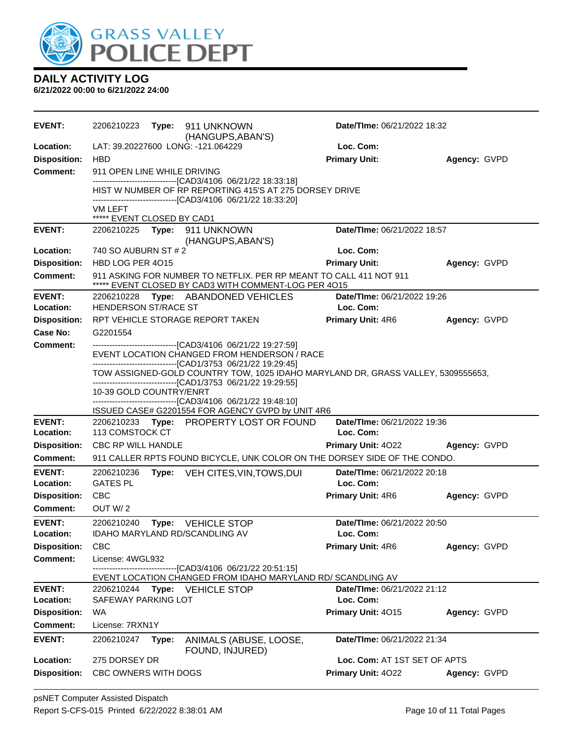# DAILY ACTIVITY LOG

**6/21/2022 00:00 to 6/21/2022 24:00**

| | | | | |
|---|---|---|---|---|
| **EVENT:** | 2206210223 **Type:** 911 UNKNOWN (HANGUPS,ABAN'S) | **Date/TIme:** 06/21/2022 18:32 | | |
| **Location:** | LAT: 39.20227600 LONG: -121.064229 | **Loc. Com:** | | |
| **Disposition:** | HBD | **Primary Unit:** | **Agency:** GVPD | |
| **Comment:** | 911 OPEN LINE WHILE DRIVING<br>------------------------------[CAD3/4106 06/21/22 18:33:18]<br>HIST W NUMBER OF RP REPORTING 415'S AT 275 DORSEY DRIVE<br>------------------------------[CAD3/4106 06/21/22 18:33:20]<br>VM LEFT<br>***** EVENT CLOSED BY CAD1 | | | |
| **EVENT:** | 2206210225 **Type:** 911 UNKNOWN (HANGUPS,ABAN'S) | **Date/TIme:** 06/21/2022 18:57 | | |
| **Location:** | 740 SO AUBURN ST # 2 | **Loc. Com:** | | |
| **Disposition:** | HBD LOG PER 4O15 | **Primary Unit:** | **Agency:** GVPD | |
| **Comment:** | 911 ASKING FOR NUMBER TO NETFLIX. PER RP MEANT TO CALL 411 NOT 911<br>***** EVENT CLOSED BY CAD3 WITH COMMENT-LOG PER 4O15 | | | |
| **EVENT:** | 2206210228 **Type:** ABANDONED VEHICLES | **Date/TIme:** 06/21/2022 19:26 | | |
| **Location:** | HENDERSON ST/RACE ST | **Loc. Com:** | | |
| **Disposition:** | RPT VEHICLE STORAGE REPORT TAKEN | **Primary Unit:** 4R6 | **Agency:** GVPD | |
| **Case No:** | G2201554 | | | |
| **Comment:** | ------------------------------[CAD3/4106 06/21/22 19:27:59]<br>EVENT LOCATION CHANGED FROM HENDERSON / RACE<br>------------------------------[CAD1/3753 06/21/22 19:29:45]<br>TOW ASSIGNED-GOLD COUNTRY TOW, 1025 IDAHO MARYLAND DR, GRASS VALLEY, 5309555653,<br>------------------------------[CAD1/3753 06/21/22 19:29:55]<br>10-39 GOLD COUNTRY/ENRT<br>------------------------------[CAD3/4106 06/21/22 19:48:10]<br>ISSUED CASE# G2201554 FOR AGENCY GVPD by UNIT 4R6 | | | |
| **EVENT:** | 2206210233 **Type:** PROPERTY LOST OR FOUND | **Date/TIme:** 06/21/2022 19:36 | | |
| **Location:** | 113 COMSTOCK CT | **Loc. Com:** | | |
| **Disposition:** | CBC RP WILL HANDLE | **Primary Unit:** 4O22 | **Agency:** GVPD | |
| **Comment:** | 911 CALLER RPTS FOUND BICYCLE, UNK COLOR ON THE DORSEY SIDE OF THE CONDO. | | | |
| **EVENT:** | 2206210236 **Type:** VEH CITES,VIN,TOWS,DUI | **Date/TIme:** 06/21/2022 20:18 | | |
| **Location:** | GATES PL | **Loc. Com:** | | |
| **Disposition:** | CBC | **Primary Unit:** 4R6 | **Agency:** GVPD | |
| **Comment:** | OUT W/ 2 | | | |
| **EVENT:** | 2206210240 **Type:** VEHICLE STOP | **Date/TIme:** 06/21/2022 20:50 | | |
| **Location:** | IDAHO MARYLAND RD/SCANDLING AV | **Loc. Com:** | | |
| **Disposition:** | CBC | **Primary Unit:** 4R6 | **Agency:** GVPD | |
| **Comment:** | License: 4WGL932<br>------------------------------[CAD3/4106 06/21/22 20:51:15]<br>EVENT LOCATION CHANGED FROM IDAHO MARYLAND RD/ SCANDLING AV | | | |
| **EVENT:** | 2206210244 **Type:** VEHICLE STOP | **Date/TIme:** 06/21/2022 21:12 | | |
| **Location:** | SAFEWAY PARKING LOT | **Loc. Com:** | | |
| **Disposition:** | WA | **Primary Unit:** 4O15 | **Agency:** GVPD | |
| **Comment:** | License: 7RXN1Y | | | |
| **EVENT:** | 2206210247 **Type:** ANIMALS (ABUSE, LOOSE, FOUND, INJURED) | **Date/TIme:** 06/21/2022 21:34 | | |
| **Location:** | 275 DORSEY DR | **Loc. Com:** AT 1ST SET OF APTS | | |
| **Disposition:** | CBC OWNERS WITH DOGS | **Primary Unit:** 4O22 | **Agency:** GVPD | |

psNET Computer Assisted Dispatch

Report S-CFS-015 Printed 6/22/2022 8:38:01 AM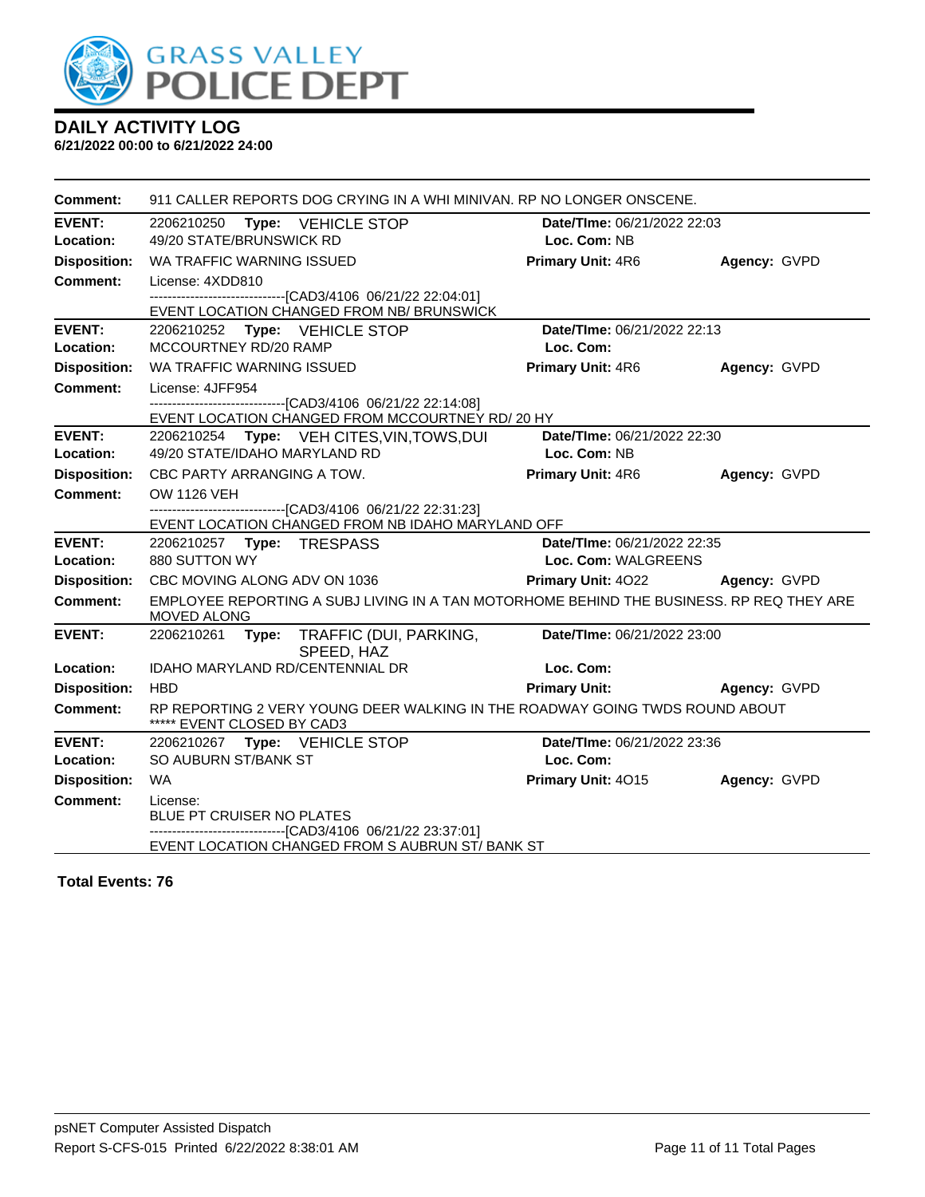# GRASS VALLEY POLICE DEPT

## DAILY ACTIVITY LOG

**6/21/2022 00:00 to 6/21/2022 24:00**

**Comment:** 911 CALLER REPORTS DOG CRYING IN A WHI MINIVAN. RP NO LONGER ONSCENE.

| | | | |
|---|---|---|---|
| **EVENT:** 2206210250 **Type:** VEHICLE STOP | **Date/TIme:** 06/21/2022 22:03 | | |
| **Location:** 49/20 STATE/BRUNSWICK RD | **Loc. Com:** NB | | |
| **Disposition:** WA TRAFFIC WARNING ISSUED | **Primary Unit:** 4R6 | **Agency:** GVPD | |
| **Comment:** License: 4XDD810 ------------------------------[CAD3/4106 06/21/22 22:04:01] EVENT LOCATION CHANGED FROM NB/ BRUNSWICK | | | |

| | | | |
|---|---|---|---|
| **EVENT:** 2206210252 **Type:** VEHICLE STOP | **Date/TIme:** 06/21/2022 22:13 | | |
| **Location:** MCCOURTNEY RD/20 RAMP | **Loc. Com:** | | |
| **Disposition:** WA TRAFFIC WARNING ISSUED | **Primary Unit:** 4R6 | **Agency:** GVPD | |
| **Comment:** License: 4JFF954 ------------------------------[CAD3/4106 06/21/22 22:14:08] EVENT LOCATION CHANGED FROM MCCOURTNEY RD/ 20 HY | | | |

| | | | |
|---|---|---|---|
| **EVENT:** 2206210254 **Type:** VEH CITES,VIN,TOWS,DUI | **Date/TIme:** 06/21/2022 22:30 | | |
| **Location:** 49/20 STATE/IDAHO MARYLAND RD | **Loc. Com:** NB | | |
| **Disposition:** CBC PARTY ARRANGING A TOW. | **Primary Unit:** 4R6 | **Agency:** GVPD | |
| **Comment:** OW 1126 VEH ------------------------------[CAD3/4106 06/21/22 22:31:23] EVENT LOCATION CHANGED FROM NB IDAHO MARYLAND OFF | | | |

| | | | |
|---|---|---|---|
| **EVENT:** 2206210257 **Type:** TRESPASS | **Date/TIme:** 06/21/2022 22:35 | | |
| **Location:** 880 SUTTON WY | **Loc. Com:** WALGREENS | | |
| **Disposition:** CBC MOVING ALONG ADV ON 1036 | **Primary Unit:** 4O22 | **Agency:** GVPD | |
| **Comment:** EMPLOYEE REPORTING A SUBJ LIVING IN A TAN MOTORHOME BEHIND THE BUSINESS. RP REQ THEY ARE MOVED ALONG | | | |

| | | | |
|---|---|---|---|
| **EVENT:** 2206210261 **Type:** TRAFFIC (DUI, PARKING, SPEED, HAZ | **Date/TIme:** 06/21/2022 23:00 | | |
| **Location:** IDAHO MARYLAND RD/CENTENNIAL DR | **Loc. Com:** | | |
| **Disposition:** HBD | **Primary Unit:** | **Agency:** GVPD | |
| **Comment:** RP REPORTING 2 VERY YOUNG DEER WALKING IN THE ROADWAY GOING TWDS ROUND ABOUT ***** EVENT CLOSED BY CAD3 | | | |

| | | | |
|---|---|---|---|
| **EVENT:** 2206210267 **Type:** VEHICLE STOP | **Date/TIme:** 06/21/2022 23:36 | | |
| **Location:** SO AUBURN ST/BANK ST | **Loc. Com:** | | |
| **Disposition:** WA | **Primary Unit:** 4O15 | **Agency:** GVPD | |
| **Comment:** License: BLUE PT CRUISER NO PLATES ------------------------------[CAD3/4106 06/21/22 23:37:01] EVENT LOCATION CHANGED FROM S AUBRUN ST/ BANK ST | | | |

**Total Events: 76**

psNET Computer Assisted Dispatch
Report S-CFS-015 Printed 6/22/2022 8:38:01 AM